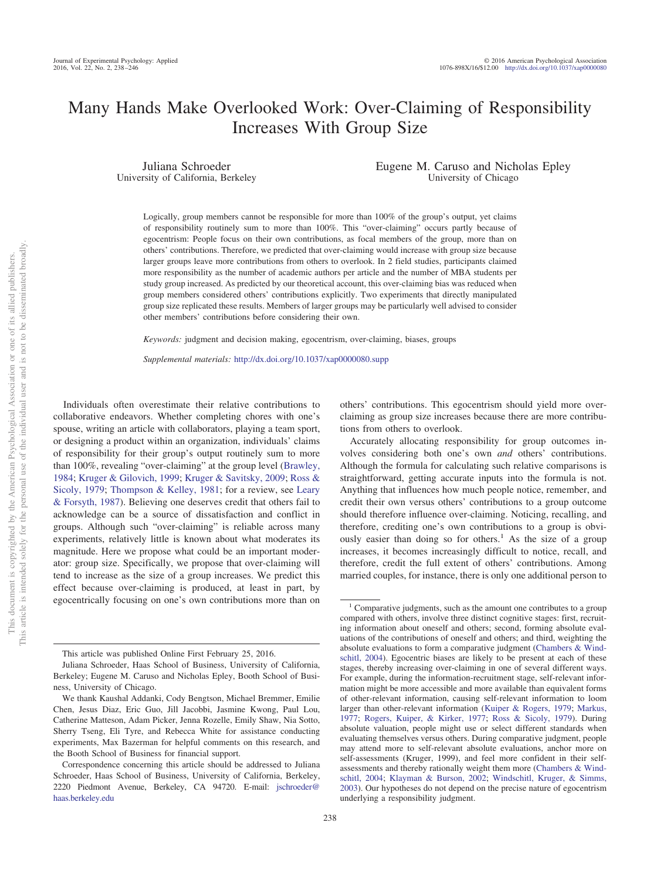# Many Hands Make Overlooked Work: Over-Claiming of Responsibility Increases With Group Size

Juliana Schroeder
University of California, Berkeley

Eugene M. Caruso and Nicholas Epley
University of Chicago

Logically, group members cannot be responsible for more than 100% of the group's output, yet claims of responsibility routinely sum to more than 100%. This "over-claiming" occurs partly because of egocentrism: People focus on their own contributions, as focal members of the group, more than on others' contributions. Therefore, we predicted that over-claiming would increase with group size because larger groups leave more contributions from others to overlook. In 2 field studies, participants claimed more responsibility as the number of academic authors per article and the number of MBA students per study group increased. As predicted by our theoretical account, this over-claiming bias was reduced when group members considered others' contributions explicitly. Two experiments that directly manipulated group size replicated these results. Members of larger groups may be particularly well advised to consider other members' contributions before considering their own.

*Keywords:* judgment and decision making, egocentrism, over-claiming, biases, groups

*Supplemental materials:* http://dx.doi.org/10.1037/xap0000080.supp

Individuals often overestimate their relative contributions to collaborative endeavors. Whether completing chores with one's spouse, writing an article with collaborators, playing a team sport, or designing a product within an organization, individuals' claims of responsibility for their group's output routinely sum to more than 100%, revealing "over-claiming" at the group level (Brawley, 1984; Kruger & Gilovich, 1999; Kruger & Savitsky, 2009; Ross & Sicoly, 1979; Thompson & Kelley, 1981; for a review, see Leary & Forsyth, 1987). Believing one deserves credit that others fail to acknowledge can be a source of dissatisfaction and conflict in groups. Although such "over-claiming" is reliable across many experiments, relatively little is known about what moderates its magnitude. Here we propose what could be an important moderator: group size. Specifically, we propose that over-claiming will tend to increase as the size of a group increases. We predict this effect because over-claiming is produced, at least in part, by egocentrically focusing on one's own contributions more than on others' contributions. This egocentrism should yield more over-claiming as group size increases because there are more contributions from others to overlook.

Accurately allocating responsibility for group outcomes involves considering both one's own *and* others' contributions. Although the formula for calculating such relative comparisons is straightforward, getting accurate inputs into the formula is not. Anything that influences how much people notice, remember, and credit their own versus others' contributions to a group outcome should therefore influence over-claiming. Noticing, recalling, and therefore, crediting one's own contributions to a group is obviously easier than doing so for others.[1] As the size of a group increases, it becomes increasingly difficult to notice, recall, and therefore, credit the full extent of others' contributions. Among married couples, for instance, there is only one additional person to

This article was published Online First February 25, 2016.

Juliana Schroeder, Haas School of Business, University of California, Berkeley; Eugene M. Caruso and Nicholas Epley, Booth School of Business, University of Chicago.

We thank Kaushal Addanki, Cody Bengtson, Michael Bremmer, Emilie Chen, Jesus Diaz, Eric Guo, Jill Jacobbi, Jasmine Kwong, Paul Lou, Catherine Matteson, Adam Picker, Jenna Rozelle, Emily Shaw, Nia Sotto, Sherry Tseng, Eli Tyre, and Rebecca White for assistance conducting experiments, Max Bazerman for helpful comments on this research, and the Booth School of Business for financial support.

Correspondence concerning this article should be addressed to Juliana Schroeder, Haas School of Business, University of California, Berkeley, 2220 Piedmont Avenue, Berkeley, CA 94720. E-mail: jschroeder@haas.berkeley.edu

[1] Comparative judgments, such as the amount one contributes to a group compared with others, involve three distinct cognitive stages: first, recruiting information about oneself and others; second, forming absolute evaluations of the contributions of oneself and others; and third, weighting the absolute evaluations to form a comparative judgment (Chambers & Windschitl, 2004). Egocentric biases are likely to be present at each of these stages, thereby increasing over-claiming in one of several different ways. For example, during the information-recruitment stage, self-relevant information might be more accessible and more available than equivalent forms of other-relevant information, causing self-relevant information to loom larger than other-relevant information (Kuiper & Rogers, 1979; Markus, 1977; Rogers, Kuiper, & Kirker, 1977; Ross & Sicoly, 1979). During absolute valuation, people might use or select different standards when evaluating themselves versus others. During comparative judgment, people may attend more to self-relevant absolute evaluations, anchor more on self-assessments (Kruger, 1999), and feel more confident in their self-assessments and thereby rationally weight them more (Chambers & Windschitl, 2004; Klayman & Burson, 2002; Windschitl, Kruger, & Simms, 2003). Our hypotheses do not depend on the precise nature of egocentrism underlying a responsibility judgment.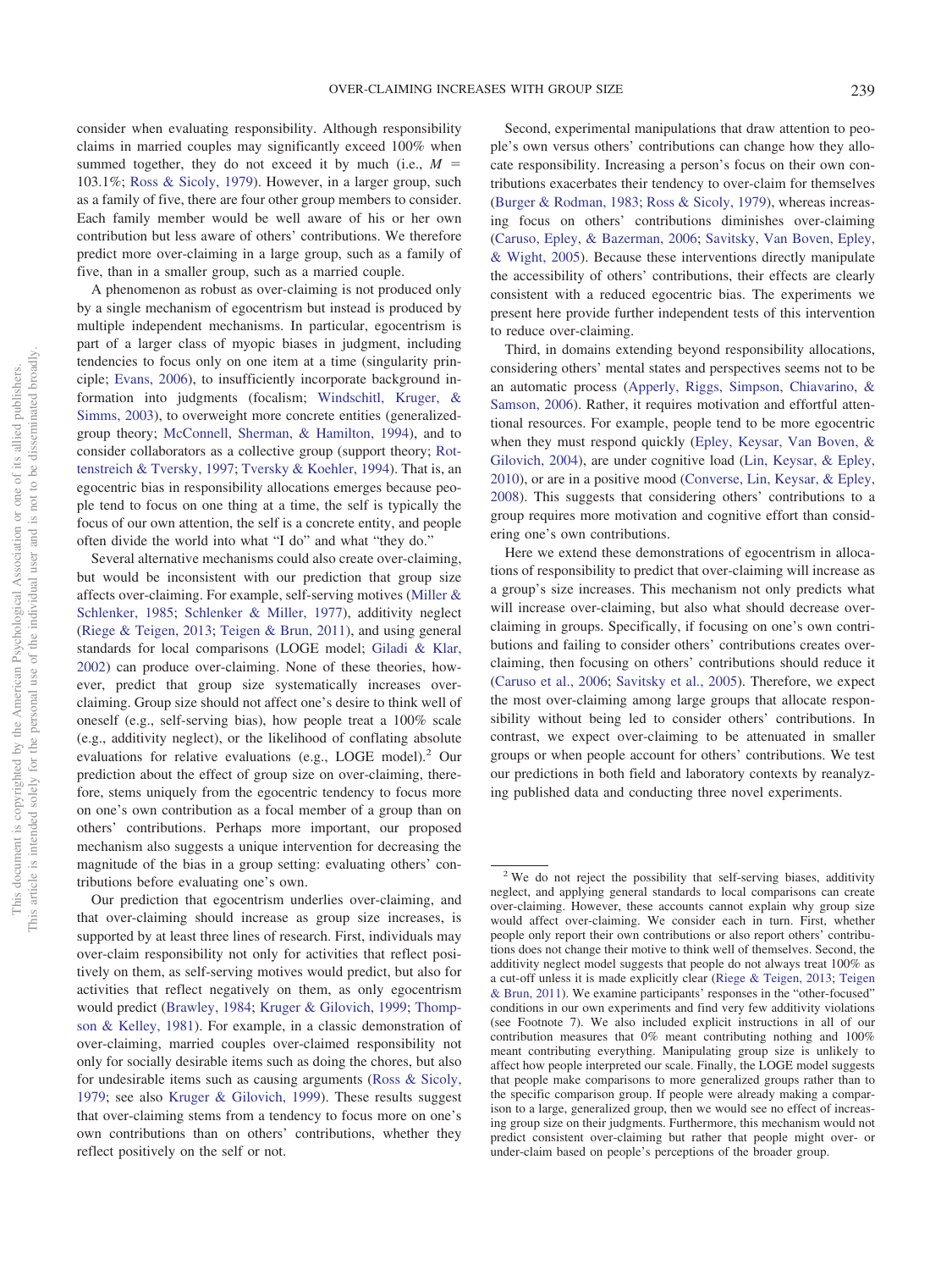consider when evaluating responsibility. Although responsibility claims in married couples may significantly exceed 100% when summed together, they do not exceed it by much (i.e., $M$ = 103.1%; Ross & Sicoly, 1979). However, in a larger group, such as a family of five, there are four other group members to consider. Each family member would be well aware of his or her own contribution but less aware of others' contributions. We therefore predict more over-claiming in a large group, such as a family of five, than in a smaller group, such as a married couple.

A phenomenon as robust as over-claiming is not produced only by a single mechanism of egocentrism but instead is produced by multiple independent mechanisms. In particular, egocentrism is part of a larger class of myopic biases in judgment, including tendencies to focus only on one item at a time (singularity principle; Evans, 2006), to insufficiently incorporate background information into judgments (focalism; Windschitl, Kruger, & Simms, 2003), to overweight more concrete entities (generalized-group theory; McConnell, Sherman, & Hamilton, 1994), and to consider collaborators as a collective group (support theory; Rottenstreich & Tversky, 1997; Tversky & Koehler, 1994). That is, an egocentric bias in responsibility allocations emerges because people tend to focus on one thing at a time, the self is typically the focus of our own attention, the self is a concrete entity, and people often divide the world into what "I do" and what "they do."

Several alternative mechanisms could also create over-claiming, but would be inconsistent with our prediction that group size affects over-claiming. For example, self-serving motives (Miller & Schlenker, 1985; Schlenker & Miller, 1977), additivity neglect (Riege & Teigen, 2013; Teigen & Brun, 2011), and using general standards for local comparisons (LOGE model; Giladi & Klar, 2002) can produce over-claiming. None of these theories, however, predict that group size systematically increases over-claiming. Group size should not affect one's desire to think well of oneself (e.g., self-serving bias), how people treat a 100% scale (e.g., additivity neglect), or the likelihood of conflating absolute evaluations for relative evaluations (e.g., LOGE model).[2] Our prediction about the effect of group size on over-claiming, therefore, stems uniquely from the egocentric tendency to focus more on one's own contribution as a focal member of a group than on others' contributions. Perhaps more important, our proposed mechanism also suggests a unique intervention for decreasing the magnitude of the bias in a group setting: evaluating others' contributions before evaluating one's own.

Our prediction that egocentrism underlies over-claiming, and that over-claiming should increase as group size increases, is supported by at least three lines of research. First, individuals may over-claim responsibility not only for activities that reflect positively on them, as self-serving motives would predict, but also for activities that reflect negatively on them, as only egocentrism would predict (Brawley, 1984; Kruger & Gilovich, 1999; Thompson & Kelley, 1981). For example, in a classic demonstration of over-claiming, married couples over-claimed responsibility not only for socially desirable items such as doing the chores, but also for undesirable items such as causing arguments (Ross & Sicoly, 1979; see also Kruger & Gilovich, 1999). These results suggest that over-claiming stems from a tendency to focus more on one's own contributions than on others' contributions, whether they reflect positively on the self or not.

Second, experimental manipulations that draw attention to people's own versus others' contributions can change how they allocate responsibility. Increasing a person's focus on their own contributions exacerbates their tendency to over-claim for themselves (Burger & Rodman, 1983; Ross & Sicoly, 1979), whereas increasing focus on others' contributions diminishes over-claiming (Caruso, Epley, & Bazerman, 2006; Savitsky, Van Boven, Epley, & Wight, 2005). Because these interventions directly manipulate the accessibility of others' contributions, their effects are clearly consistent with a reduced egocentric bias. The experiments we present here provide further independent tests of this intervention to reduce over-claiming.

Third, in domains extending beyond responsibility allocations, considering others' mental states and perspectives seems not to be an automatic process (Apperly, Riggs, Simpson, Chiavarino, & Samson, 2006). Rather, it requires motivation and effortful attentional resources. For example, people tend to be more egocentric when they must respond quickly (Epley, Keysar, Van Boven, & Gilovich, 2004), are under cognitive load (Lin, Keysar, & Epley, 2010), or are in a positive mood (Converse, Lin, Keysar, & Epley, 2008). This suggests that considering others' contributions to a group requires more motivation and cognitive effort than considering one's own contributions.

Here we extend these demonstrations of egocentrism in allocations of responsibility to predict that over-claiming will increase as a group's size increases. This mechanism not only predicts what will increase over-claiming, but also what should decrease over-claiming in groups. Specifically, if focusing on one's own contributions and failing to consider others' contributions creates over-claiming, then focusing on others' contributions should reduce it (Caruso et al., 2006; Savitsky et al., 2005). Therefore, we expect the most over-claiming among large groups that allocate responsibility without being led to consider others' contributions. In contrast, we expect over-claiming to be attenuated in smaller groups or when people account for others' contributions. We test our predictions in both field and laboratory contexts by reanalyzing published data and conducting three novel experiments.

[2] We do not reject the possibility that self-serving biases, additivity neglect, and applying general standards to local comparisons can create over-claiming. However, these accounts cannot explain why group size would affect over-claiming. We consider each in turn. First, whether people only report their own contributions or also report others' contributions does not change their motive to think well of themselves. Second, the additivity neglect model suggests that people do not always treat 100% as a cut-off unless it is made explicitly clear (Riege & Teigen, 2013; Teigen & Brun, 2011). We examine participants' responses in the "other-focused" conditions in our own experiments and find very few additivity violations (see Footnote 7). We also included explicit instructions in all of our contribution measures that 0% meant contributing nothing and 100% meant contributing everything. Manipulating group size is unlikely to affect how people interpreted our scale. Finally, the LOGE model suggests that people make comparisons to more generalized groups rather than to the specific comparison group. If people were already making a comparison to a large, generalized group, then we would see no effect of increasing group size on their judgments. Furthermore, this mechanism would not predict consistent over-claiming but rather that people might over- or under-claim based on people's perceptions of the broader group.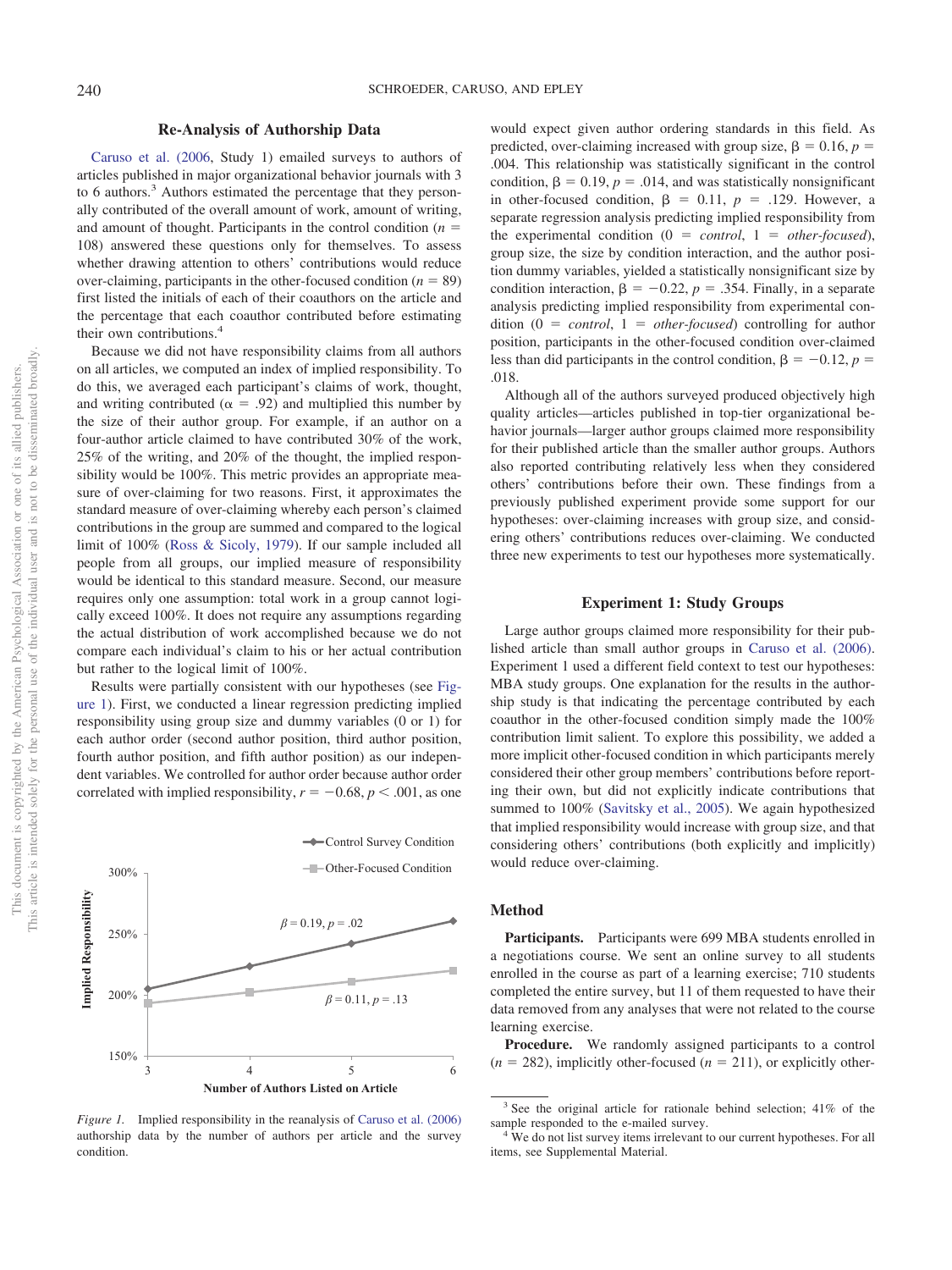### Re-Analysis of Authorship Data

Caruso et al. (2006, Study 1) emailed surveys to authors of articles published in major organizational behavior journals with 3 to 6 authors.[3] Authors estimated the percentage that they personally contributed of the overall amount of work, amount of writing, and amount of thought. Participants in the control condition ($n$ = 108) answered these questions only for themselves. To assess whether drawing attention to others' contributions would reduce over-claiming, participants in the other-focused condition ($n$ = 89) first listed the initials of each of their coauthors on the article and the percentage that each coauthor contributed before estimating their own contributions.[4]

Because we did not have responsibility claims from all authors on all articles, we computed an index of implied responsibility. To do this, we averaged each participant's claims of work, thought, and writing contributed ($\alpha = .92$) and multiplied this number by the size of their author group. For example, if an author on a four-author article claimed to have contributed 30% of the work, 25% of the writing, and 20% of the thought, the implied responsibility would be 100%. This metric provides an appropriate measure of over-claiming for two reasons. First, it approximates the standard measure of over-claiming whereby each person's claimed contributions in the group are summed and compared to the logical limit of 100% (Ross & Sicoly, 1979). If our sample included all people from all groups, our implied measure of responsibility would be identical to this standard measure. Second, our measure requires only one assumption: total work in a group cannot logically exceed 100%. It does not require any assumptions regarding the actual distribution of work accomplished because we do not compare each individual's claim to his or her actual contribution but rather to the logical limit of 100%.

Results were partially consistent with our hypotheses (see Figure 1). First, we conducted a linear regression predicting implied responsibility using group size and dummy variables (0 or 1) for each author order (second author position, third author position, fourth author position, and fifth author position) as our independent variables. We controlled for author order because author order correlated with implied responsibility, $r = -0.68$, $p < .001$, as one would expect given author ordering standards in this field. As predicted, over-claiming increased with group size, $\beta = 0.16$, $p = .004$. This relationship was statistically significant in the control condition, $\beta = 0.19$, $p = .014$, and was statistically nonsignificant in other-focused condition, $\beta = 0.11$, $p = .129$. However, a separate regression analysis predicting implied responsibility from the experimental condition (0 = *control*, 1 = *other-focused*), group size, the size by condition interaction, and the author position dummy variables, yielded a statistically nonsignificant size by condition interaction, $\beta = -0.22$, $p = .354$. Finally, in a separate analysis predicting implied responsibility from experimental condition (0 = *control*, 1 = *other-focused*) controlling for author position, participants in the other-focused condition over-claimed less than did participants in the control condition, $\beta = -0.12$, $p = .018$.

Although all of the authors surveyed produced objectively high quality articles—articles published in top-tier organizational behavior journals—larger author groups claimed more responsibility for their published article than the smaller author groups. Authors also reported contributing relatively less when they considered others' contributions before their own. These findings from a previously published experiment provide some support for our hypotheses: over-claiming increases with group size, and considering others' contributions reduces over-claiming. We conducted three new experiments to test our hypotheses more systematically.

*Figure 1.* Implied responsibility in the reanalysis of Caruso et al. (2006) authorship data by the number of authors listed per article and the survey condition.

### Experiment 1: Study Groups

Large author groups claimed more responsibility for their published article than small author groups in Caruso et al. (2006). Experiment 1 used a different field context to test our hypotheses: MBA study groups. One explanation for the results in the authorship study is that indicating the percentage contributed by each coauthor in the other-focused condition simply made the 100% contribution limit salient. To explore this possibility, we added a more implicit other-focused condition in which participants merely considered their other group members' contributions before reporting their own, but did not explicitly indicate contributions that summed to 100% (Savitsky et al., 2005). We again hypothesized that implied responsibility would increase with group size, and that considering others' contributions (both explicitly and implicitly) would reduce over-claiming.

#### Method

**Participants.** Participants were 699 MBA students enrolled in a negotiations course. We sent an online survey to all students enrolled in the course as part of a learning exercise; 710 students completed the entire survey, but 11 of them requested to have their data removed from any analyses that were not related to the course learning exercise.

**Procedure.** We randomly assigned participants to a control ($n$ = 282), implicitly other-focused ($n$ = 211), or explicitly other-

[3] See the original article for rationale behind selection; 41% of the sample responded to the e-mailed survey.

[4] We do not list survey items irrelevant to our current hypotheses. For all items, see Supplemental Material.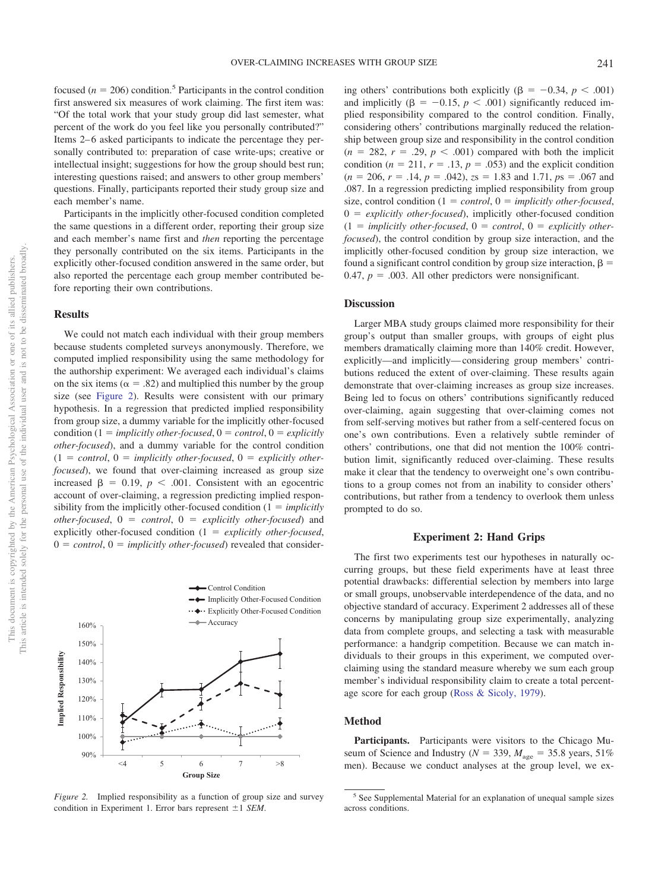focused ($n$ = 206) condition.[5] Participants in the control condition first answered six measures of work claiming. The first item was: "Of the total work that your study group did last semester, what percent of the work do you feel like you personally contributed?" Items 2–6 asked participants to indicate the percentage they personally contributed to: preparation of case write-ups; creative or intellectual insight; suggestions for how the group should best run; interesting questions raised; and answers to other group members' questions. Finally, participants reported their study group size and each member's name.

Participants in the implicitly other-focused condition completed the same questions in a different order, reporting their group size and each member's name first and *then* reporting the percentage they personally contributed on the six items. Participants in the explicitly other-focused condition answered in the same order, but also reported the percentage each group member contributed before reporting their own contributions.

### Results

We could not match each individual with their group members because students completed surveys anonymously. Therefore, we computed implied responsibility using the same methodology for the authorship experiment: We averaged each individual's claims on the six items ($\alpha$ = .82) and multiplied this number by the group size (see Figure 2). Results were consistent with our primary hypothesis. In a regression that predicted implied responsibility from group size, a dummy variable for the implicitly other-focused condition (1 = *implicitly other-focused*, 0 = *control*, 0 = *explicitly other-focused*), and a dummy variable for the control condition (1 = *control*, 0 = *implicitly other-focused*, 0 = *explicitly other-focused*), we found that over-claiming increased as group size increased $\beta$ = 0.19, $p$ < .001. Consistent with an egocentric account of over-claiming, a regression predicting implied responsibility from the implicitly other-focused condition (1 = *implicitly other-focused*, 0 = *control*, 0 = *explicitly other-focused*) and explicitly other-focused condition (1 = *explicitly other-focused*, 0 = *control*, 0 = *implicitly other-focused*) revealed that considering others' contributions both explicitly ($\beta$ = −0.34, $p$ < .001) and implicitly ($\beta$ = −0.15, $p$ < .001) significantly reduced implied responsibility compared to the control condition. Finally, considering others' contributions marginally reduced the relationship between group size and responsibility in the control condition ($n$ = 282, $r$ = .29, $p$ < .001) compared with both the implicit condition ($n$ = 211, $r$ = .13, $p$ = .053) and the explicit condition ($n$ = 206, $r$ = .14, $p$ = .042), $z$s = 1.83 and 1.71, $p$s = .067 and .087. In a regression predicting implied responsibility from group size, control condition (1 = *control*, 0 = *implicitly other-focused*, 0 = *explicitly other-focused*), implicitly other-focused condition (1 = *implicitly other-focused*, 0 = *control*, 0 = *explicitly other-focused*), the control condition by group size interaction, and the implicitly other-focused condition by group size interaction, we found a significant control condition by group size interaction, $\beta$ = 0.47, $p$ = .003. All other predictors were nonsignificant.

*Figure 2.* Implied responsibility as a function of group size and survey condition in Experiment 1. Error bars represent ±1 *SEM*.

### Discussion

Larger MBA study groups claimed more responsibility for their group's output than smaller groups, with groups of eight plus members dramatically claiming more than 140% credit. However, explicitly—and implicitly—considering group members' contributions reduced the extent of over-claiming. These results again demonstrate that over-claiming increases as group size increases. Being led to focus on others' contributions significantly reduced over-claiming, again suggesting that over-claiming comes not from self-serving motives but rather from a self-centered focus on one's own contributions. Even a relatively subtle reminder of others' contributions, one that did not mention the 100% contribution limit, significantly reduced over-claiming. These results make it clear that the tendency to overweight one's own contributions to a group comes not from an inability to consider others' contributions, but rather from a tendency to overlook them unless prompted to do so.

## Experiment 2: Hand Grips

The first two experiments test our hypotheses in naturally occurring groups, but these field experiments have at least three potential drawbacks: differential selection by members into large or small groups, unobservable interdependence of the data, and no objective standard of accuracy. Experiment 2 addresses all of these concerns by manipulating group size experimentally, analyzing data from complete groups, and selecting a task with measurable performance: a handgrip competition. Because we can match individuals to their groups in this experiment, we computed over-claiming using the standard measure whereby we sum each group member's individual responsibility claim to create a total percentage score for each group (Ross & Sicoly, 1979).

### Method

**Participants.** Participants were visitors to the Chicago Museum of Science and Industry ($N$ = 339, $M_{\text{age}}$ = 35.8 years, 51% men). Because we conduct analyses at the group level, we ex-

[5] See Supplemental Material for an explanation of unequal sample sizes across conditions.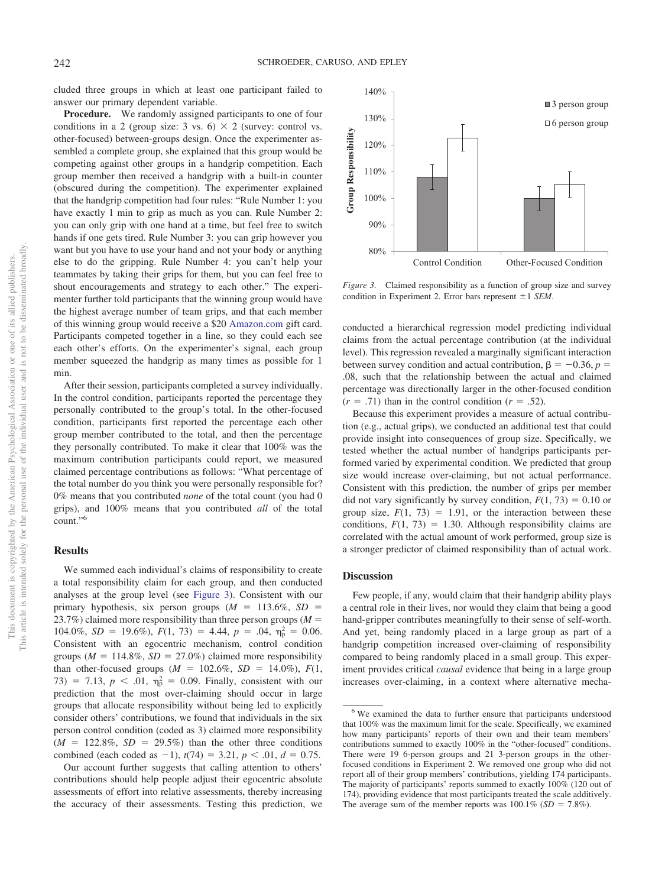cluded three groups in which at least one participant failed to answer our primary dependent variable.

**Procedure.** We randomly assigned participants to one of four conditions in a 2 (group size: 3 vs. 6) × 2 (survey: control vs. other-focused) between-groups design. Once the experimenter assembled a complete group, she explained that this group would be competing against other groups in a handgrip competition. Each group member then received a handgrip with a built-in counter (obscured during the competition). The experimenter explained that the handgrip competition had four rules: "Rule Number 1: you have exactly 1 min to grip as much as you can. Rule Number 2: you can only grip with one hand at a time, but feel free to switch hands if one gets tired. Rule Number 3: you can grip however you want but you have to use your hand and not your body or anything else to do the gripping. Rule Number 4: you can't help your teammates by taking their grips for them, but you can feel free to shout encouragements and strategy to each other." The experimenter further told participants that the winning group would have the highest average number of team grips, and that each member of this winning group would receive a $20 Amazon.com gift card. Participants competed together in a line, so they could each see each other's efforts. On the experimenter's signal, each group member squeezed the handgrip as many times as possible for 1 min.

After their session, participants completed a survey individually. In the control condition, participants reported the percentage they personally contributed to the group's total. In the other-focused condition, participants first reported the percentage each other group member contributed to the total, and then the percentage they personally contributed. To make it clear that 100% was the maximum contribution participants could report, we measured claimed percentage contributions as follows: "What percentage of the total number do you think you were personally responsible for? 0% means that you contributed *none* of the total count (you had 0 grips), and 100% means that you contributed *all* of the total count."[6]

## Results

We summed each individual's claims of responsibility to create a total responsibility claim for each group, and then conducted analyses at the group level (see Figure 3). Consistent with our primary hypothesis, six person groups ($M$ = 113.6%, $SD$ = 23.7%) claimed more responsibility than three person groups ($M$ = 104.0%, $SD$ = 19.6%), $F(1, 73) = 4.44$, $p = .04$, $\eta_p^2 = 0.06$. Consistent with an egocentric mechanism, control condition groups ($M$ = 114.8%, $SD$ = 27.0%) claimed more responsibility than other-focused groups ($M$ = 102.6%, $SD$ = 14.0%), $F(1, 73) = 7.13$, $p < .01$, $\eta_p^2 = 0.09$. Finally, consistent with our prediction that the most over-claiming should occur in large groups that allocate responsibility without being led to explicitly consider others' contributions, we found that individuals in the six person control condition (coded as 3) claimed more responsibility ($M$ = 122.8%, $SD$ = 29.5%) than the other three conditions combined (each coded as −1), $t(74) = 3.21$, $p < .01$, $d = 0.75$.

Our account further suggests that calling attention to others' contributions should help people adjust their egocentric absolute assessments of effort into relative assessments, thereby increasing the accuracy of their assessments. Testing this prediction, we conducted a hierarchical regression model predicting individual claims from the actual percentage contribution (at the individual level). This regression revealed a marginally significant interaction between survey condition and actual contribution, $\beta = -0.36$, $p = .08$, such that the relationship between the actual and claimed percentage was directionally larger in the other-focused condition ($r = .71$) than in the control condition ($r = .52$).

*Figure 3.* Claimed responsibility as a function of group size and survey condition in Experiment 2. Error bars represent ±1 *SEM*.

Because this experiment provides a measure of actual contribution (e.g., actual grips), we conducted an additional test that could provide insight into consequences of group size. Specifically, we tested whether the actual number of handgrips participants performed varied by experimental condition. We predicted that group size would increase over-claiming, but not actual performance. Consistent with this prediction, the number of grips per member did not vary significantly by survey condition, $F(1, 73) = 0.10$ or group size, $F(1, 73) = 1.91$, or the interaction between these conditions, $F(1, 73) = 1.30$. Although responsibility claims are correlated with the actual amount of work performed, group size is a stronger predictor of claimed responsibility than of actual work.

## Discussion

Few people, if any, would claim that their handgrip ability plays a central role in their lives, nor would they claim that being a good hand-gripper contributes meaningfully to their sense of self-worth. And yet, being randomly placed in a large group as part of a handgrip competition increased over-claiming of responsibility compared to being randomly placed in a small group. This experiment provides critical *causal* evidence that being in a large group increases over-claiming, in a context where alternative mecha-

[6] We examined the data to further ensure that participants understood that 100% was the maximum limit for the scale. Specifically, we examined how many participants' reports of their own and their team members' contributions summed to exactly 100% in the "other-focused" conditions. There were 19 6-person groups and 21 3-person groups in the other-focused conditions in Experiment 2. We removed one group who did not report all of their group members' contributions, yielding 174 participants. The majority of participants' reports summed to exactly 100% (120 out of 174), providing evidence that most participants treated the scale additively. The average sum of the member reports was 100.1% ($SD$ = 7.8%).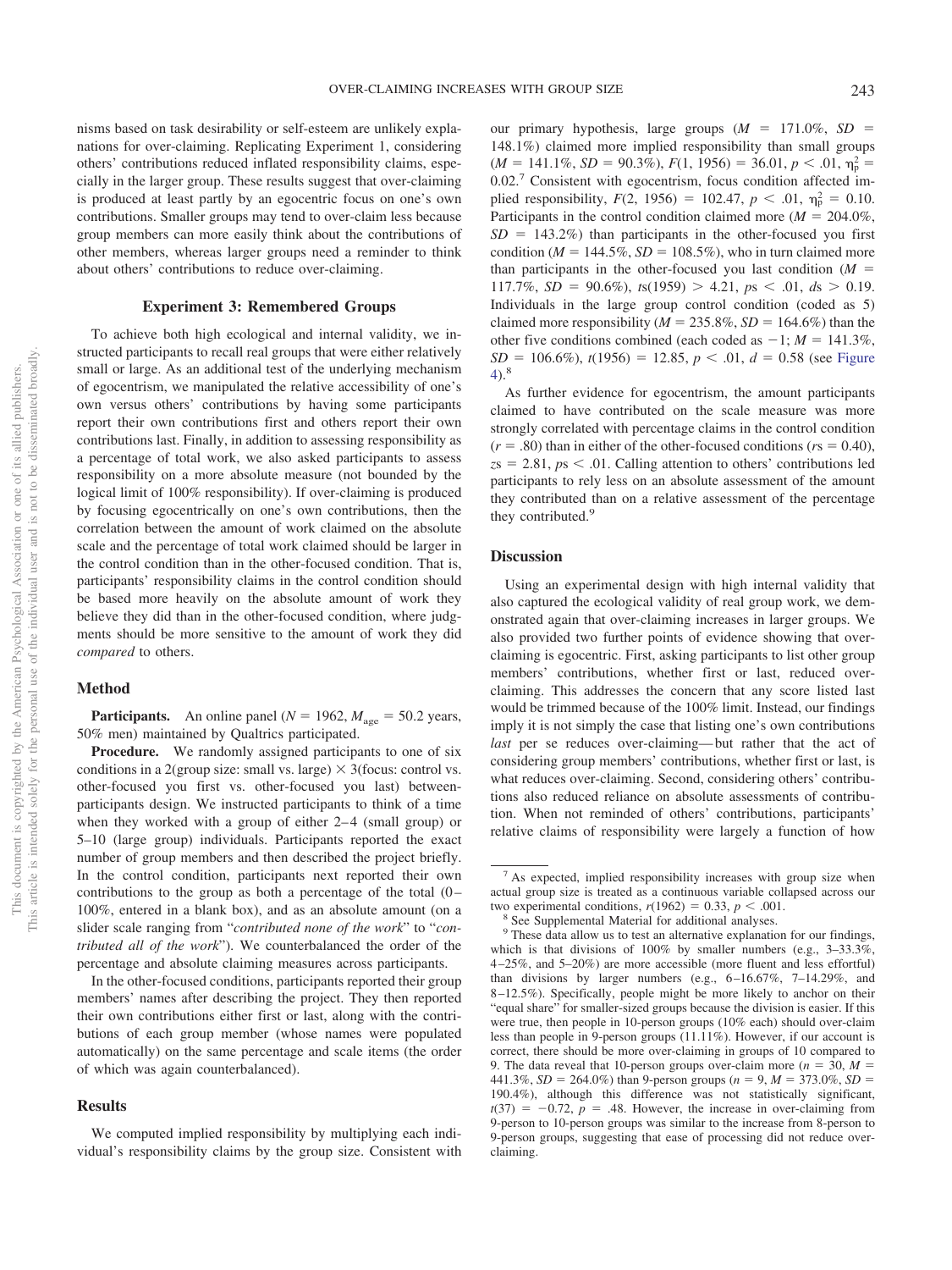nisms based on task desirability or self-esteem are unlikely explanations for over-claiming. Replicating Experiment 1, considering others' contributions reduced inflated responsibility claims, especially in the larger group. These results suggest that over-claiming is produced at least partly by an egocentric focus on one's own contributions. Smaller groups may tend to over-claim less because group members can more easily think about the contributions of other members, whereas larger groups need a reminder to think about others' contributions to reduce over-claiming.

### Experiment 3: Remembered Groups

To achieve both high ecological and internal validity, we instructed participants to recall real groups that were either relatively small or large. As an additional test of the underlying mechanism of egocentrism, we manipulated the relative accessibility of one's own versus others' contributions by having some participants report their own contributions first and others report their own contributions last. Finally, in addition to assessing responsibility as a percentage of total work, we also asked participants to assess responsibility on a more absolute measure (not bounded by the logical limit of 100% responsibility). If over-claiming is produced by focusing egocentrically on one's own contributions, then the correlation between the amount of work claimed on the absolute scale and the percentage of total work claimed should be larger in the control condition than in the other-focused condition. That is, participants' responsibility claims in the control condition should be based more heavily on the absolute amount of work they believe they did than in the other-focused condition, where judgments should be more sensitive to the amount of work they did *compared* to others.

#### Method

**Participants.** An online panel ($N$ = 1962, $M_{\text{age}}$ = 50.2 years, 50% men) maintained by Qualtrics participated.

**Procedure.** We randomly assigned participants to one of six conditions in a 2(group size: small vs. large) × 3(focus: control vs. other-focused you first vs. other-focused you last) between-participants design. We instructed participants to think of a time when they worked with a group of either 2–4 (small group) or 5–10 (large group) individuals. Participants reported the exact number of group members and then described the project briefly. In the control condition, participants next reported their own contributions to the group as both a percentage of the total (0–100%, entered in a blank box), and as an absolute amount (on a slider scale ranging from "*contributed none of the work*" to "*contributed all of the work*"). We counterbalanced the order of the percentage and absolute claiming measures across participants.

In the other-focused conditions, participants reported their group members' names after describing the project. They then reported their own contributions either first or last, along with the contributions of each group member (whose names were populated automatically) on the same percentage and scale items (the order of which was again counterbalanced).

#### Results

We computed implied responsibility by multiplying each individual's responsibility claims by the group size. Consistent with our primary hypothesis, large groups ($M$ = 171.0%, $SD$ = 148.1%) claimed more implied responsibility than small groups ($M$ = 141.1%, $SD$ = 90.3%), $F(1, 1956) = 36.01$, $p < .01$, $\eta_p^2 = 0.02$.[7] Consistent with egocentrism, focus condition affected implied responsibility, $F(2, 1956) = 102.47$, $p < .01$, $\eta_p^2 = 0.10$. Participants in the control condition claimed more ($M$ = 204.0%, $SD$ = 143.2%) than participants in the other-focused you first condition ($M$ = 144.5%, $SD$ = 108.5%), who in turn claimed more than participants in the other-focused you last condition ($M$ = 117.7%, $SD$ = 90.6%), $t$s(1959) > 4.21, $p$s < .01, $d$s > 0.19. Individuals in the large group control condition (coded as 5) claimed more responsibility ($M$ = 235.8%, $SD$ = 164.6%) than the other five conditions combined (each coded as −1; $M$ = 141.3%, $SD$ = 106.6%), $t(1956) = 12.85$, $p < .01$, $d = 0.58$ (see Figure 4).[8]

As further evidence for egocentrism, the amount participants claimed to have contributed on the scale measure was more strongly correlated with percentage claims in the control condition ($r = .80$) than in either of the other-focused conditions ($r$s = 0.40), $z$s = 2.81, $p$s < .01. Calling attention to others' contributions led participants to rely less on an absolute assessment of the amount they contributed than on a relative assessment of the percentage they contributed.[9]

#### Discussion

Using an experimental design with high internal validity that also captured the ecological validity of real group work, we demonstrated again that over-claiming increases in larger groups. We also provided two further points of evidence showing that over-claiming is egocentric. First, asking participants to list other group members' contributions, whether first or last, reduced over-claiming. This addresses the concern that any score listed last would be trimmed because of the 100% limit. Instead, our findings imply it is not simply the case that listing one's own contributions *last* per se reduces over-claiming—but rather that the act of considering group members' contributions, whether first or last, is what reduces over-claiming. Second, considering others' contributions also reduced reliance on absolute assessments of contribution. When not reminded of others' contributions, participants' relative claims of responsibility were largely a function of how

[7] As expected, implied responsibility increases with group size when actual group size is treated as a continuous variable collapsed across our two experimental conditions, $r(1962) = 0.33$, $p < .001$.

[8] See Supplemental Material for additional analyses.

[9] These data allow us to test an alternative explanation for our findings, which is that divisions of 100% by smaller numbers (e.g., 3–33.3%, 4–25%, and 5–20%) are more accessible (more fluent and less effortful) than divisions by larger numbers (e.g., 6–16.67%, 7–14.29%, and 8–12.5%). Specifically, people might be more likely to anchor on their "equal share" for smaller-sized groups because the division is easier. If this were true, then people in 10-person groups (10% each) should over-claim less than people in 9-person groups (11.11%). However, if our account is correct, there should be more over-claiming in groups of 10 compared to 9. The data reveal that 10-person groups over-claim more ($n$ = 30, $M$ = 441.3%, $SD$ = 264.0%) than 9-person groups ($n$ = 9, $M$ = 373.0%, $SD$ = 190.4%), although this difference was not statistically significant, $t(37) = -0.72$, $p = .48$. However, the increase in over-claiming from 9-person to 10-person groups was similar to the increase from 8-person to 9-person groups, suggesting that ease of processing did not reduce over-claiming.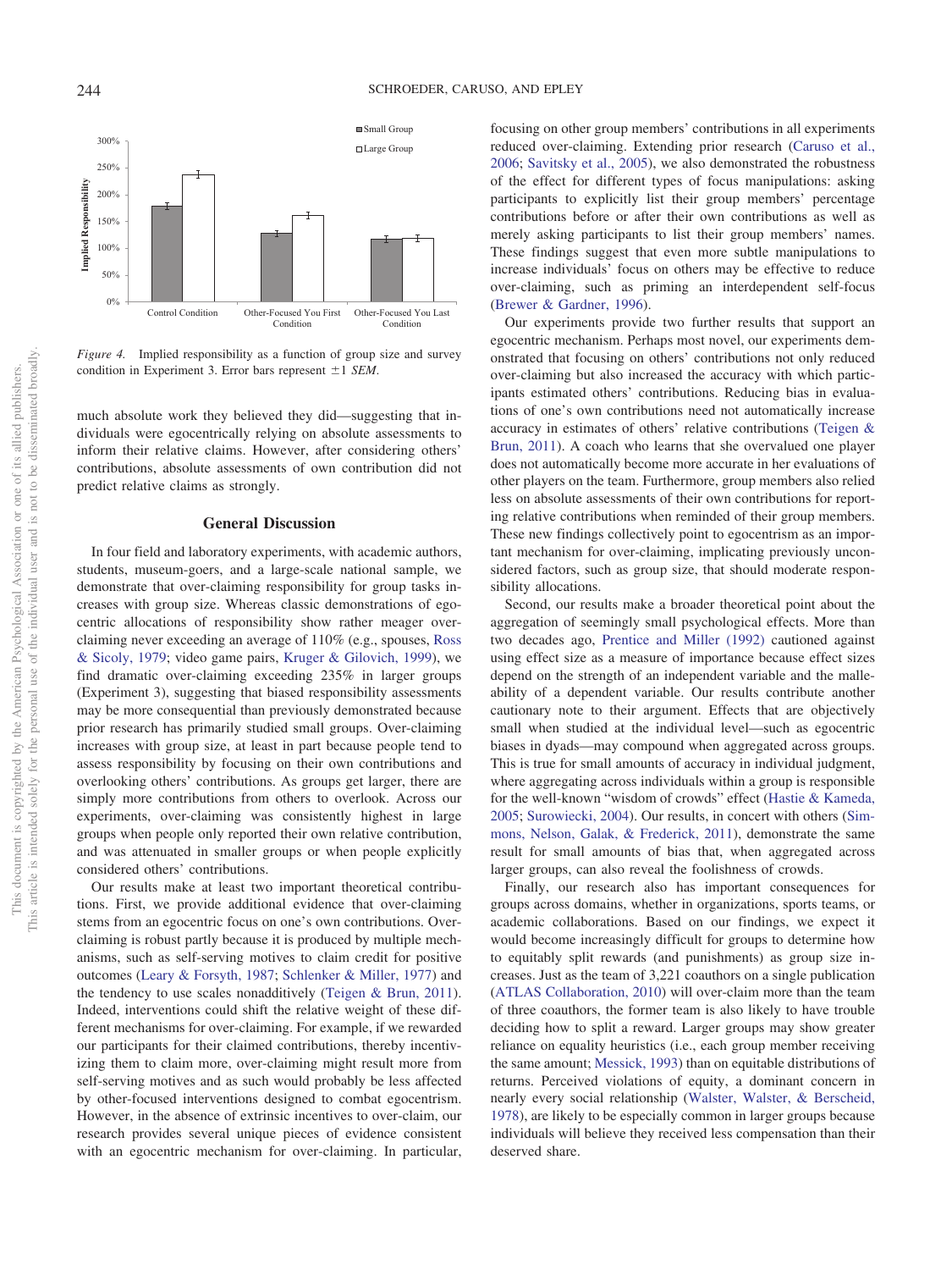*Figure 4.* Implied responsibility as a function of group size and survey condition in Experiment 3. Error bars represent ±1 *SEM*.

much absolute work they believed they did—suggesting that individuals were egocentrically relying on absolute assessments to inform their relative claims. However, after considering others' contributions, absolute assessments of own contribution did not predict relative claims as strongly.

## General Discussion

In four field and laboratory experiments, with academic authors, students, museum-goers, and a large-scale national sample, we demonstrate that over-claiming responsibility for group tasks increases with group size. Whereas classic demonstrations of egocentric allocations of responsibility show rather meager over-claiming never exceeding an average of 110% (e.g., spouses, Ross & Sicoly, 1979; video game pairs, Kruger & Gilovich, 1999), we find dramatic over-claiming exceeding 235% in larger groups (Experiment 3), suggesting that biased responsibility assessments may be more consequential than previously demonstrated because prior research has primarily studied small groups. Over-claiming increases with group size, at least in part because people tend to assess responsibility by focusing on their own contributions and overlooking others' contributions. As groups get larger, there are simply more contributions from others to overlook. Across our experiments, over-claiming was consistently highest in large groups when people only reported their own relative contribution, and was attenuated in smaller groups or when people explicitly considered others' contributions.

Our results make at least two important theoretical contributions. First, we provide additional evidence that over-claiming stems from an egocentric focus on one's own contributions. Over-claiming is robust partly because it is produced by multiple mechanisms, such as self-serving motives to claim credit for positive outcomes (Leary & Forsyth, 1987; Schlenker & Miller, 1977) and the tendency to use scales nonadditively (Teigen & Brun, 2011). Indeed, interventions could shift the relative weight of these different mechanisms for over-claiming. For example, if we rewarded our participants for their claimed contributions, thereby incentivizing them to claim more, over-claiming might result more from self-serving motives and as such would probably be less affected by other-focused interventions designed to combat egocentrism. However, in the absence of extrinsic incentives to over-claim, our research provides several unique pieces of evidence consistent with an egocentric mechanism for over-claiming. In particular, focusing on other group members' contributions in all experiments reduced over-claiming. Extending prior research (Caruso et al., 2006; Savitsky et al., 2005), we also demonstrated the robustness of the effect for different types of focus manipulations: asking participants to explicitly list their group members' percentage contributions before or after their own contributions as well as merely asking participants to list their group members' names. These findings suggest that even more subtle manipulations to increase individuals' focus on others may be effective to reduce over-claiming, such as priming an interdependent self-focus (Brewer & Gardner, 1996).

Our experiments provide two further results that support an egocentric mechanism. Perhaps most novel, our experiments demonstrated that focusing on others' contributions not only reduced over-claiming but also increased the accuracy with which participants estimated others' contributions. Reducing bias in evaluations of one's own contributions need not automatically increase accuracy in estimates of others' relative contributions (Teigen & Brun, 2011). A coach who learns that she overvalued one player does not automatically become more accurate in her evaluations of other players on the team. Furthermore, group members also relied less on absolute assessments of their own contributions for reporting relative contributions when reminded of their group members. These new findings collectively point to egocentrism as an important mechanism for over-claiming, implicating previously unconsidered factors, such as group size, that should moderate responsibility allocations.

Second, our results make a broader theoretical point about the aggregation of seemingly small psychological effects. More than two decades ago, Prentice and Miller (1992) cautioned against using effect size as a measure of importance because effect sizes depend on the strength of an independent variable and the malleability of a dependent variable. Our results contribute another cautionary note to their argument. Effects that are objectively small when studied at the individual level—such as egocentric biases in dyads—may compound when aggregated across groups. This is true for small amounts of accuracy in individual judgment, where aggregating across individuals within a group is responsible for the well-known "wisdom of crowds" effect (Hastie & Kameda, 2005; Surowiecki, 2004). Our results, in concert with others (Simmons, Nelson, Galak, & Frederick, 2011), demonstrate the same result for small amounts of bias that, when aggregated across larger groups, can also reveal the foolishness of crowds.

Finally, our research also has important consequences for groups across domains, whether in organizations, sports teams, or academic collaborations. Based on our findings, we expect it would become increasingly difficult for groups to determine how to equitably split rewards (and punishments) as group size increases. Just as the team of 3,221 coauthors on a single publication (ATLAS Collaboration, 2010) will over-claim more than the team of three coauthors, the former team is also likely to have trouble deciding how to split a reward. Larger groups may show greater reliance on equality heuristics (i.e., each group member receiving the same amount; Messick, 1993) than on equitable distributions of returns. Perceived violations of equity, a dominant concern in nearly every social relationship (Walster, Walster, & Berscheid, 1978), are likely to be especially common in larger groups because individuals will believe they received less compensation than their deserved share.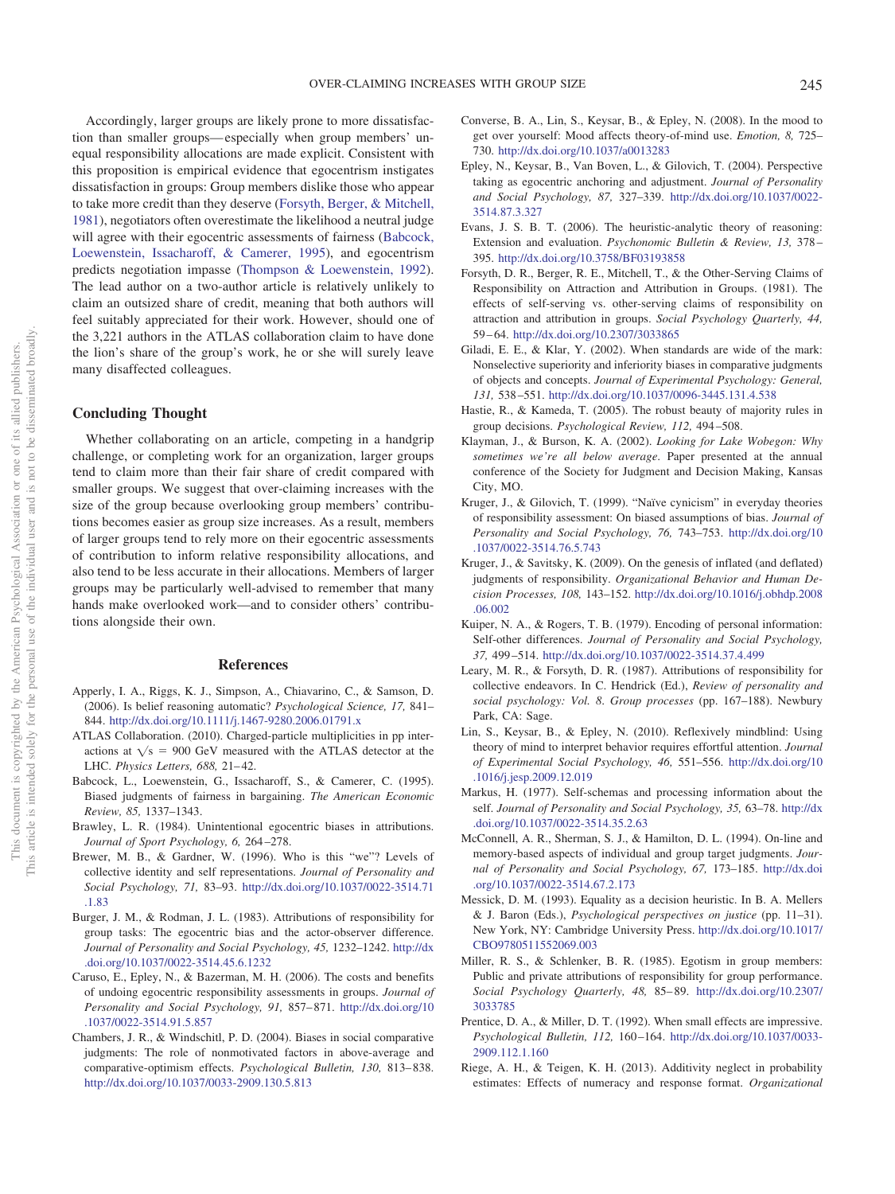Accordingly, larger groups are likely prone to more dissatisfaction than smaller groups—especially when group members' unequal responsibility allocations are made explicit. Consistent with this proposition is empirical evidence that egocentrism instigates dissatisfaction in groups: Group members dislike those who appear to take more credit than they deserve (Forsyth, Berger, & Mitchell, 1981), negotiators often overestimate the likelihood a neutral judge will agree with their egocentric assessments of fairness (Babcock, Loewenstein, Issacharoff, & Camerer, 1995), and egocentrism predicts negotiation impasse (Thompson & Loewenstein, 1992). The lead author on a two-author article is relatively unlikely to claim an outsized share of credit, meaning that both authors will feel suitably appreciated for their work. However, should one of the 3,221 authors in the ATLAS collaboration claim to have done the lion's share of the group's work, he or she will surely leave many disaffected colleagues.

## Concluding Thought

Whether collaborating on an article, competing in a handgrip challenge, or completing work for an organization, larger groups tend to claim more than their fair share of credit compared with smaller groups. We suggest that over-claiming increases with the size of the group because overlooking group members' contributions becomes easier as group size increases. As a result, members of larger groups tend to rely more on their egocentric assessments of contribution to inform relative responsibility allocations, and also tend to be less accurate in their allocations. Members of larger groups may be particularly well-advised to remember that many hands make overlooked work—and to consider others' contributions alongside their own.

## References

Apperly, I. A., Riggs, K. J., Simpson, A., Chiavarino, C., & Samson, D. (2006). Is belief reasoning automatic? *Psychological Science, 17,* 841–844. http://dx.doi.org/10.1111/j.1467-9280.2006.01791.x

ATLAS Collaboration. (2010). Charged-particle multiplicities in pp interactions at $\sqrt{s} = 900$ GeV measured with the ATLAS detector at the LHC. *Physics Letters, 688,* 21–42.

Babcock, L., Loewenstein, G., Issacharoff, S., & Camerer, C. (1995). Biased judgments of fairness in bargaining. *The American Economic Review, 85,* 1337–1343.

Brawley, L. R. (1984). Unintentional egocentric biases in attributions. *Journal of Sport Psychology, 6,* 264–278.

Brewer, M. B., & Gardner, W. (1996). Who is this "we"? Levels of collective identity and self representations. *Journal of Personality and Social Psychology, 71,* 83–93. http://dx.doi.org/10.1037/0022-3514.71.1.83

Burger, J. M., & Rodman, J. L. (1983). Attributions of responsibility for group tasks: The egocentric bias and the actor-observer difference. *Journal of Personality and Social Psychology, 45,* 1232–1242. http://dx.doi.org/10.1037/0022-3514.45.6.1232

Caruso, E., Epley, N., & Bazerman, M. H. (2006). The costs and benefits of undoing egocentric responsibility assessments in groups. *Journal of Personality and Social Psychology, 91,* 857–871. http://dx.doi.org/10.1037/0022-3514.91.5.857

Chambers, J. R., & Windschitl, P. D. (2004). Biases in social comparative judgments: The role of nonmotivated factors in above-average and comparative-optimism effects. *Psychological Bulletin, 130,* 813–838. http://dx.doi.org/10.1037/0033-2909.130.5.813

Converse, B. A., Lin, S., Keysar, B., & Epley, N. (2008). In the mood to get over yourself: Mood affects theory-of-mind use. *Emotion, 8,* 725–730. http://dx.doi.org/10.1037/a0013283

Epley, N., Keysar, B., Van Boven, L., & Gilovich, T. (2004). Perspective taking as egocentric anchoring and adjustment. *Journal of Personality and Social Psychology, 87,* 327–339. http://dx.doi.org/10.1037/0022-3514.87.3.327

Evans, J. S. B. T. (2006). The heuristic-analytic theory of reasoning: Extension and evaluation. *Psychonomic Bulletin & Review, 13,* 378–395. http://dx.doi.org/10.3758/BF03193858

Forsyth, D. R., Berger, R. E., Mitchell, T., & the Other-Serving Claims of Responsibility on Attraction and Attribution in Groups. (1981). The effects of self-serving vs. other-serving claims of responsibility on attraction and attribution in groups. *Social Psychology Quarterly, 44,* 59–64. http://dx.doi.org/10.2307/3033865

Giladi, E. E., & Klar, Y. (2002). When standards are wide of the mark: Nonselective superiority and inferiority biases in comparative judgments of objects and concepts. *Journal of Experimental Psychology: General, 131,* 538–551. http://dx.doi.org/10.1037/0096-3445.131.4.538

Hastie, R., & Kameda, T. (2005). The robust beauty of majority rules in group decisions. *Psychological Review, 112,* 494–508.

Klayman, J., & Burson, K. A. (2002). *Looking for Lake Wobegon: Why sometimes we're all below average.* Paper presented at the annual conference of the Society for Judgment and Decision Making, Kansas City, MO.

Kruger, J., & Gilovich, T. (1999). "Naïve cynicism" in everyday theories of responsibility assessment: On biased assumptions of bias. *Journal of Personality and Social Psychology, 76,* 743–753. http://dx.doi.org/10.1037/0022-3514.76.5.743

Kruger, J., & Savitsky, K. (2009). On the genesis of inflated (and deflated) judgments of responsibility. *Organizational Behavior and Human Decision Processes, 108,* 143–152. http://dx.doi.org/10.1016/j.obhdp.2008.06.002

Kuiper, N. A., & Rogers, T. B. (1979). Encoding of personal information: Self-other differences. *Journal of Personality and Social Psychology, 37,* 499–514. http://dx.doi.org/10.1037/0022-3514.37.4.499

Leary, M. R., & Forsyth, D. R. (1987). Attributions of responsibility for collective endeavors. In C. Hendrick (Ed.), *Review of personality and social psychology: Vol. 8. Group processes* (pp. 167–188). Newbury Park, CA: Sage.

Lin, S., Keysar, B., & Epley, N. (2010). Reflexively mindblind: Using theory of mind to interpret behavior requires effortful attention. *Journal of Experimental Social Psychology, 46,* 551–556. http://dx.doi.org/10.1016/j.jesp.2009.12.019

Markus, H. (1977). Self-schemas and processing information about the self. *Journal of Personality and Social Psychology, 35,* 63–78. http://dx.doi.org/10.1037/0022-3514.35.2.63

McConnell, A. R., Sherman, S. J., & Hamilton, D. L. (1994). On-line and memory-based aspects of individual and group target judgments. *Journal of Personality and Social Psychology, 67,* 173–185. http://dx.doi.org/10.1037/0022-3514.67.2.173

Messick, D. M. (1993). Equality as a decision heuristic. In B. A. Mellers & J. Baron (Eds.), *Psychological perspectives on justice* (pp. 11–31). New York, NY: Cambridge University Press. http://dx.doi.org/10.1017/CBO9780511552069.003

Miller, R. S., & Schlenker, B. R. (1985). Egotism in group members: Public and private attributions of responsibility for group performance. *Social Psychology Quarterly, 48,* 85–89. http://dx.doi.org/10.2307/3033785

Prentice, D. A., & Miller, D. T. (1992). When small effects are impressive. *Psychological Bulletin, 112,* 160–164. http://dx.doi.org/10.1037/0033-2909.112.1.160

Riege, A. H., & Teigen, K. H. (2013). Additivity neglect in probability estimates: Effects of numeracy and response format. *Organizational*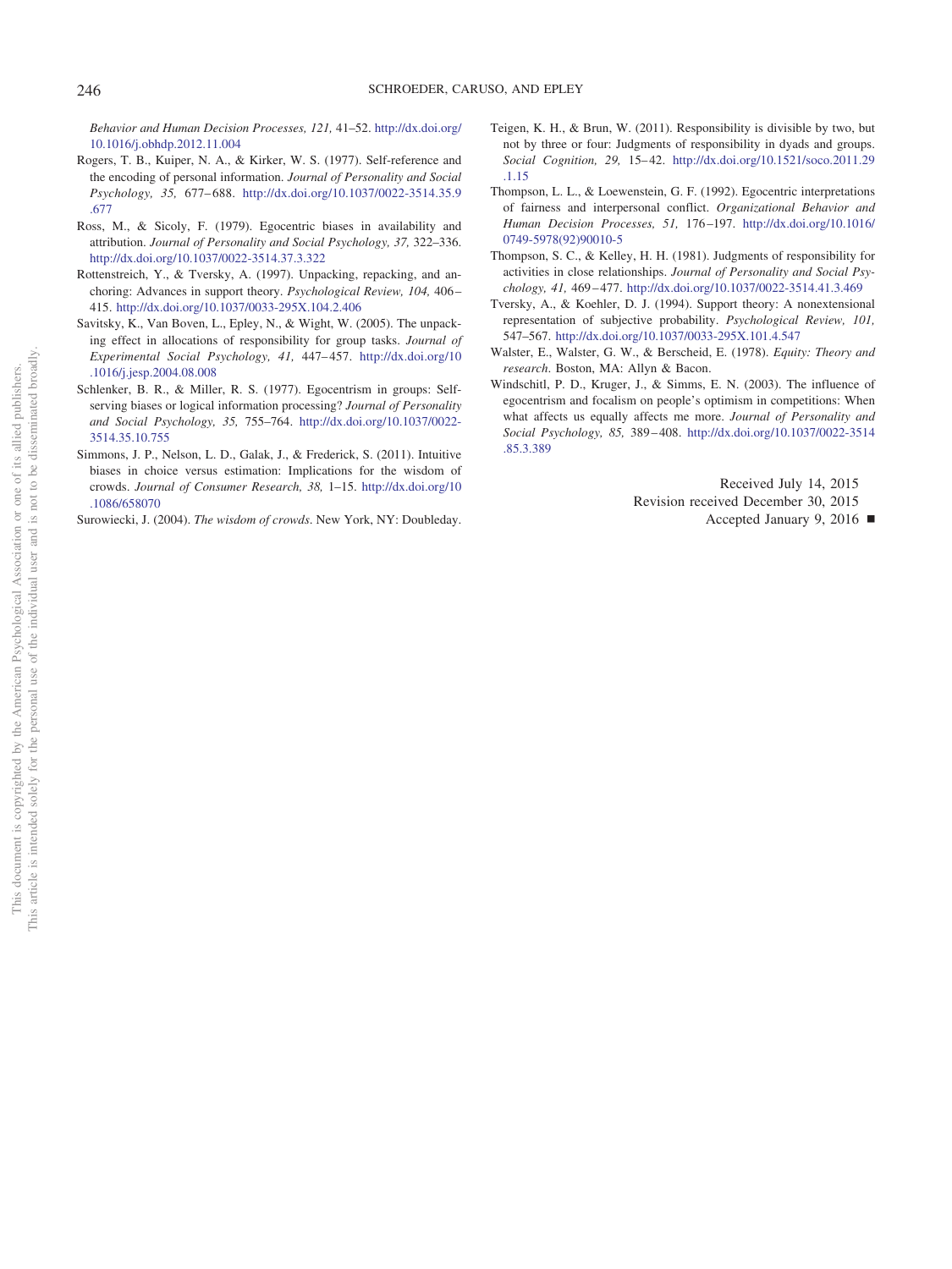*Behavior and Human Decision Processes, 121,* 41–52. http://dx.doi.org/10.1016/j.obhdp.2012.11.004

Rogers, T. B., Kuiper, N. A., & Kirker, W. S. (1977). Self-reference and the encoding of personal information. *Journal of Personality and Social Psychology, 35,* 677–688. http://dx.doi.org/10.1037/0022-3514.35.9.677

Ross, M., & Sicoly, F. (1979). Egocentric biases in availability and attribution. *Journal of Personality and Social Psychology, 37,* 322–336. http://dx.doi.org/10.1037/0022-3514.37.3.322

Rottenstreich, Y., & Tversky, A. (1997). Unpacking, repacking, and anchoring: Advances in support theory. *Psychological Review, 104,* 406–415. http://dx.doi.org/10.1037/0033-295X.104.2.406

Savitsky, K., Van Boven, L., Epley, N., & Wight, W. (2005). The unpacking effect in allocations of responsibility for group tasks. *Journal of Experimental Social Psychology, 41,* 447–457. http://dx.doi.org/10.1016/j.jesp.2004.08.008

Schlenker, B. R., & Miller, R. S. (1977). Egocentrism in groups: Self-serving biases or logical information processing? *Journal of Personality and Social Psychology, 35,* 755–764. http://dx.doi.org/10.1037/0022-3514.35.10.755

Simmons, J. P., Nelson, L. D., Galak, J., & Frederick, S. (2011). Intuitive biases in choice versus estimation: Implications for the wisdom of crowds. *Journal of Consumer Research, 38,* 1–15. http://dx.doi.org/10.1086/658070

Surowiecki, J. (2004). *The wisdom of crowds*. New York, NY: Doubleday.

Teigen, K. H., & Brun, W. (2011). Responsibility is divisible by two, but not by three or four: Judgments of responsibility in dyads and groups. *Social Cognition, 29,* 15–42. http://dx.doi.org/10.1521/soco.2011.29.1.15

Thompson, L. L., & Loewenstein, G. F. (1992). Egocentric interpretations of fairness and interpersonal conflict. *Organizational Behavior and Human Decision Processes, 51,* 176–197. http://dx.doi.org/10.1016/0749-5978(92)90010-5

Thompson, S. C., & Kelley, H. H. (1981). Judgments of responsibility for activities in close relationships. *Journal of Personality and Social Psychology, 41,* 469–477. http://dx.doi.org/10.1037/0022-3514.41.3.469

Tversky, A., & Koehler, D. J. (1994). Support theory: A nonextensional representation of subjective probability. *Psychological Review, 101,* 547–567. http://dx.doi.org/10.1037/0033-295X.101.4.547

Walster, E., Walster, G. W., & Berscheid, E. (1978). *Equity: Theory and research*. Boston, MA: Allyn & Bacon.

Windschitl, P. D., Kruger, J., & Simms, E. N. (2003). The influence of egocentrism and focalism on people's optimism in competitions: When what affects us equally affects me more. *Journal of Personality and Social Psychology, 85,* 389–408. http://dx.doi.org/10.1037/0022-3514.85.3.389

Received July 14, 2015
Revision received December 30, 2015
Accepted January 9, 2016 ■